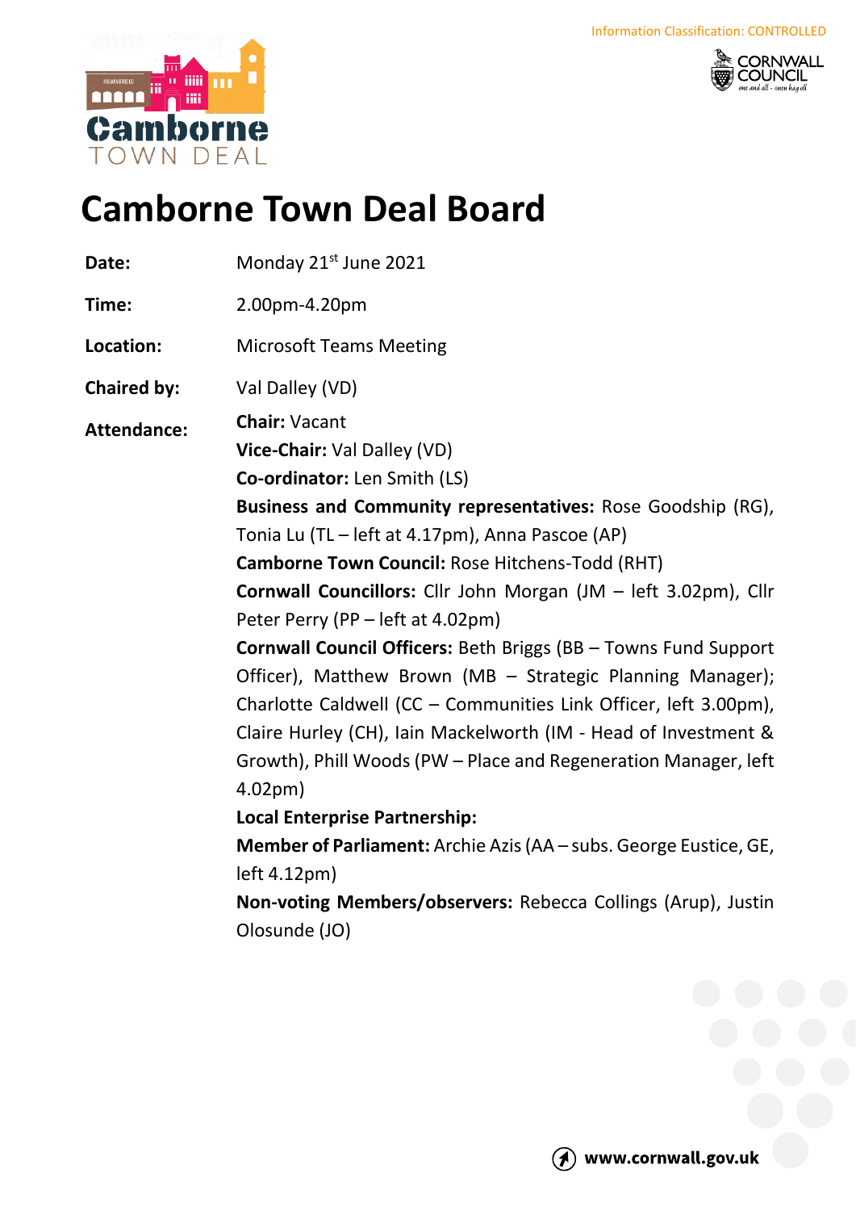Information Classification: CONTROLLED

# Camborne Town Deal Board

**Date:** Monday 21st June 2021

**Time:** 2.00pm-4.20pm

**Location:** Microsoft Teams Meeting

**Chaired by:** Val Dalley (VD)

**Attendance:**

**Chair:** Vacant

**Vice-Chair:** Val Dalley (VD)

**Co-ordinator:** Len Smith (LS)

**Business and Community representatives:** Rose Goodship (RG), Tonia Lu (TL – left at 4.17pm), Anna Pascoe (AP)

**Camborne Town Council:** Rose Hitchens-Todd (RHT)

**Cornwall Councillors:** Cllr John Morgan (JM – left 3.02pm), Cllr Peter Perry (PP – left at 4.02pm)

**Cornwall Council Officers:** Beth Briggs (BB – Towns Fund Support Officer), Matthew Brown (MB – Strategic Planning Manager); Charlotte Caldwell (CC – Communities Link Officer, left 3.00pm), Claire Hurley (CH), Iain Mackelworth (IM - Head of Investment & Growth), Phill Woods (PW – Place and Regeneration Manager, left 4.02pm)

**Local Enterprise Partnership:**

**Member of Parliament:** Archie Azis (AA – subs. George Eustice, GE, left 4.12pm)

**Non-voting Members/observers:** Rebecca Collings (Arup), Justin Olosunde (JO)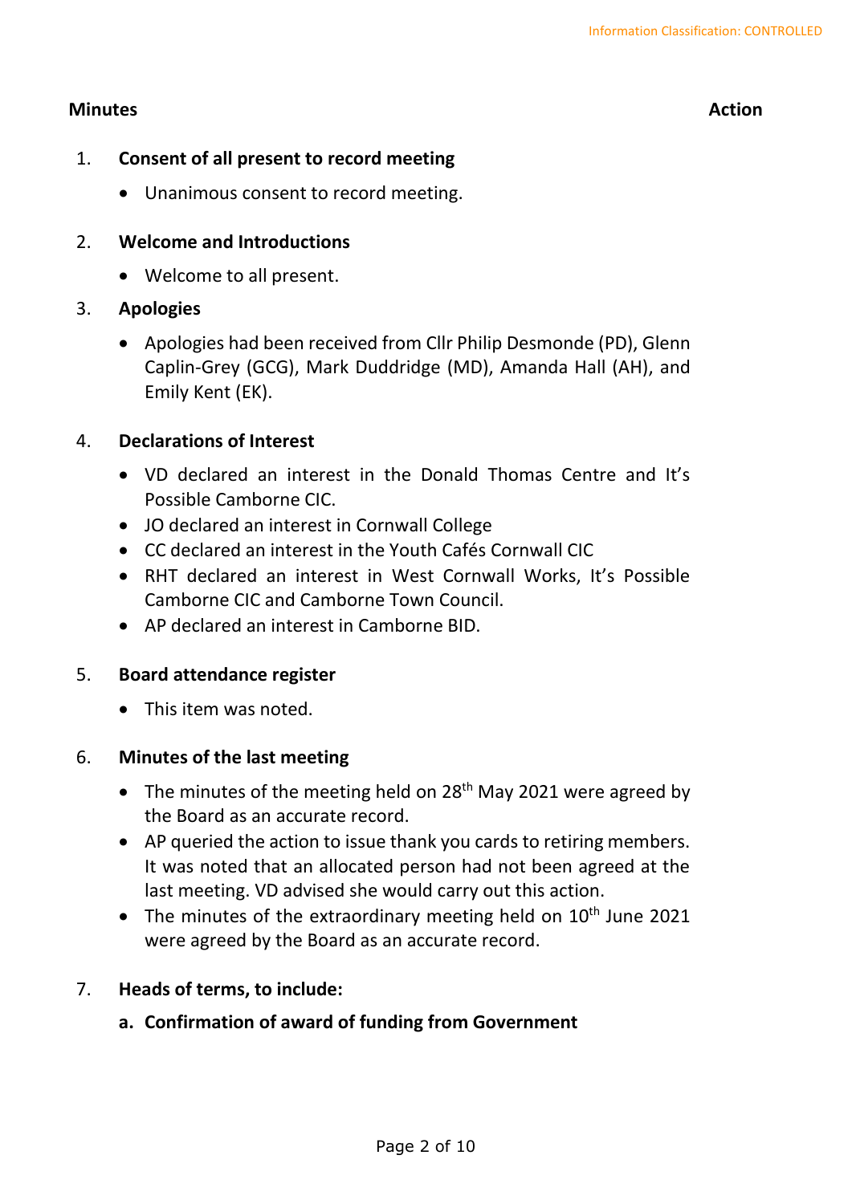**Minutes** **Action**

1. **Consent of all present to record meeting**

   - Unanimous consent to record meeting.

2. **Welcome and Introductions**

   - Welcome to all present.

3. **Apologies**

   - Apologies had been received from Cllr Philip Desmonde (PD), Glenn Caplin-Grey (GCG), Mark Duddridge (MD), Amanda Hall (AH), and Emily Kent (EK).

4. **Declarations of Interest**

   - VD declared an interest in the Donald Thomas Centre and It's Possible Camborne CIC.
   - JO declared an interest in Cornwall College
   - CC declared an interest in the Youth Cafés Cornwall CIC
   - RHT declared an interest in West Cornwall Works, It's Possible Camborne CIC and Camborne Town Council.
   - AP declared an interest in Camborne BID.

5. **Board attendance register**

   - This item was noted.

6. **Minutes of the last meeting**

   - The minutes of the meeting held on 28th May 2021 were agreed by the Board as an accurate record.
   - AP queried the action to issue thank you cards to retiring members. It was noted that an allocated person had not been agreed at the last meeting. VD advised she would carry out this action.
   - The minutes of the extraordinary meeting held on 10th June 2021 were agreed by the Board as an accurate record.

7. **Heads of terms, to include:**

   **a. Confirmation of award of funding from Government**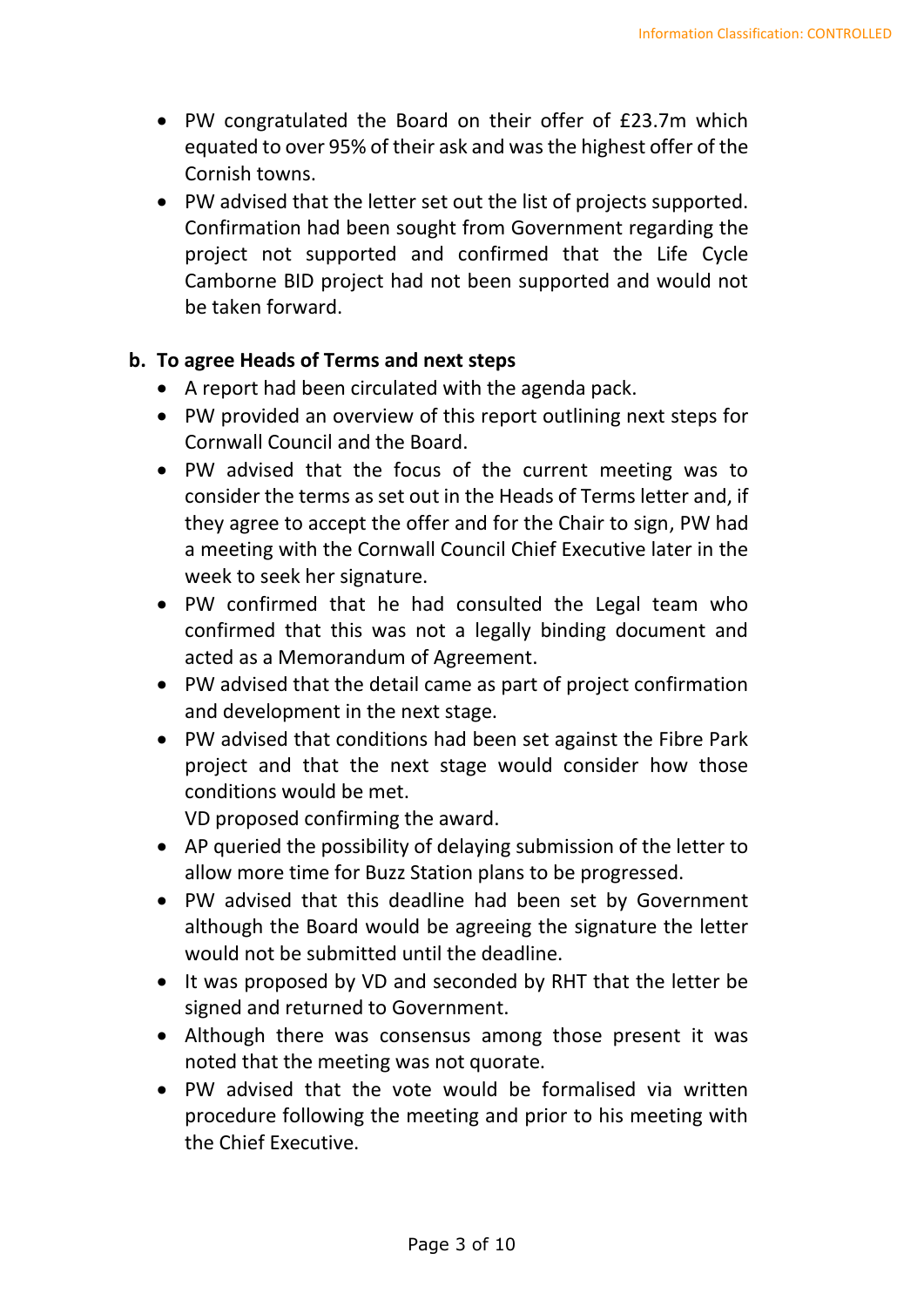- PW congratulated the Board on their offer of £23.7m which equated to over 95% of their ask and was the highest offer of the Cornish towns.
- PW advised that the letter set out the list of projects supported. Confirmation had been sought from Government regarding the project not supported and confirmed that the Life Cycle Camborne BID project had not been supported and would not be taken forward.

**b. To agree Heads of Terms and next steps**

- A report had been circulated with the agenda pack.
- PW provided an overview of this report outlining next steps for Cornwall Council and the Board.
- PW advised that the focus of the current meeting was to consider the terms as set out in the Heads of Terms letter and, if they agree to accept the offer and for the Chair to sign, PW had a meeting with the Cornwall Council Chief Executive later in the week to seek her signature.
- PW confirmed that he had consulted the Legal team who confirmed that this was not a legally binding document and acted as a Memorandum of Agreement.
- PW advised that the detail came as part of project confirmation and development in the next stage.
- PW advised that conditions had been set against the Fibre Park project and that the next stage would consider how those conditions would be met.
  VD proposed confirming the award.
- AP queried the possibility of delaying submission of the letter to allow more time for Buzz Station plans to be progressed.
- PW advised that this deadline had been set by Government although the Board would be agreeing the signature the letter would not be submitted until the deadline.
- It was proposed by VD and seconded by RHT that the letter be signed and returned to Government.
- Although there was consensus among those present it was noted that the meeting was not quorate.
- PW advised that the vote would be formalised via written procedure following the meeting and prior to his meeting with the Chief Executive.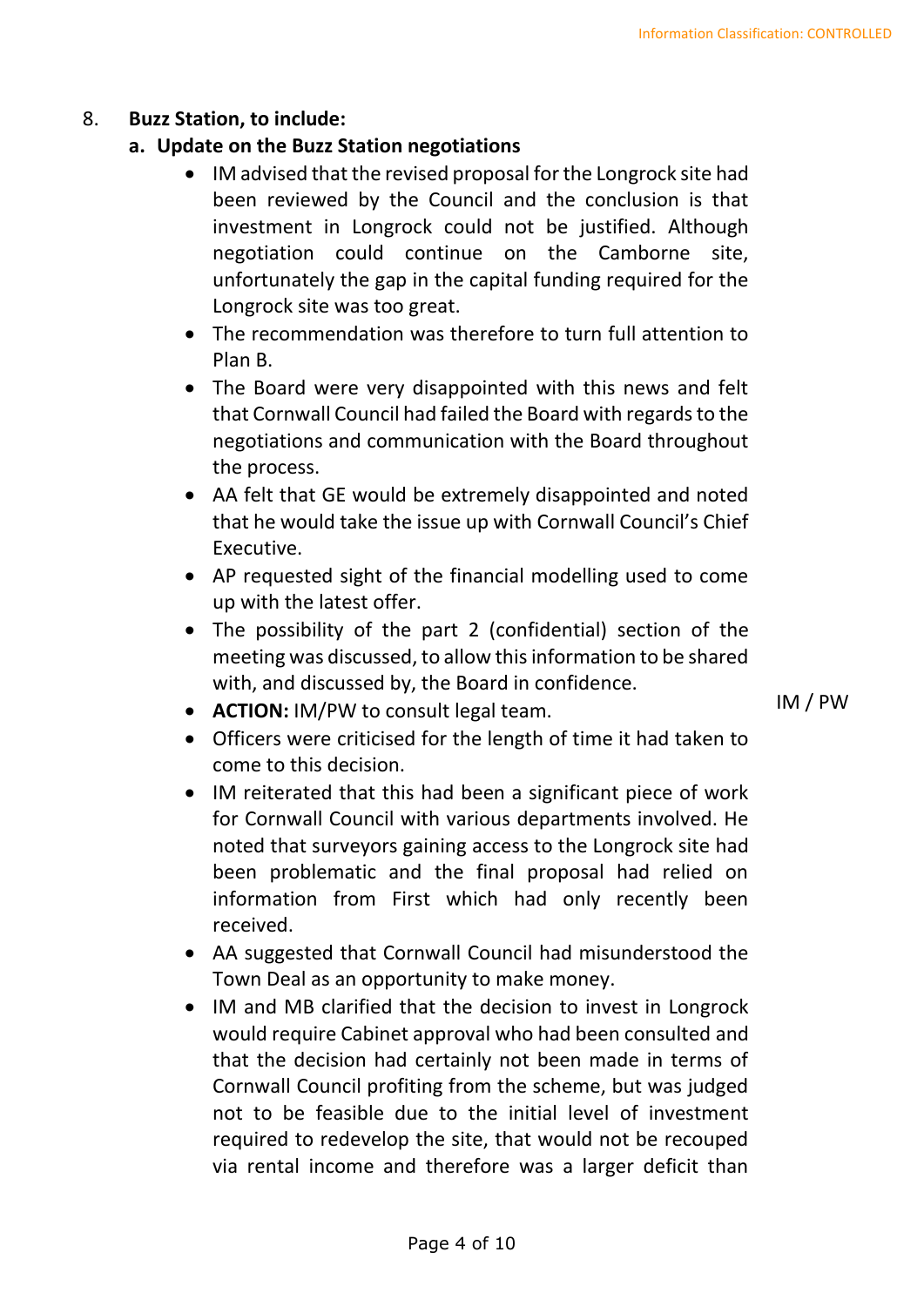8. **Buzz Station, to include:**

**a. Update on the Buzz Station negotiations**

- IM advised that the revised proposal for the Longrock site had been reviewed by the Council and the conclusion is that investment in Longrock could not be justified. Although negotiation could continue on the Camborne site, unfortunately the gap in the capital funding required for the Longrock site was too great.
- The recommendation was therefore to turn full attention to Plan B.
- The Board were very disappointed with this news and felt that Cornwall Council had failed the Board with regards to the negotiations and communication with the Board throughout the process.
- AA felt that GE would be extremely disappointed and noted that he would take the issue up with Cornwall Council's Chief Executive.
- AP requested sight of the financial modelling used to come up with the latest offer.
- The possibility of the part 2 (confidential) section of the meeting was discussed, to allow this information to be shared with, and discussed by, the Board in confidence.
- **ACTION:** IM/PW to consult legal team. — IM / PW
- Officers were criticised for the length of time it had taken to come to this decision.
- IM reiterated that this had been a significant piece of work for Cornwall Council with various departments involved. He noted that surveyors gaining access to the Longrock site had been problematic and the final proposal had relied on information from First which had only recently been received.
- AA suggested that Cornwall Council had misunderstood the Town Deal as an opportunity to make money.
- IM and MB clarified that the decision to invest in Longrock would require Cabinet approval who had been consulted and that the decision had certainly not been made in terms of Cornwall Council profiting from the scheme, but was judged not to be feasible due to the initial level of investment required to redevelop the site, that would not be recouped via rental income and therefore was a larger deficit than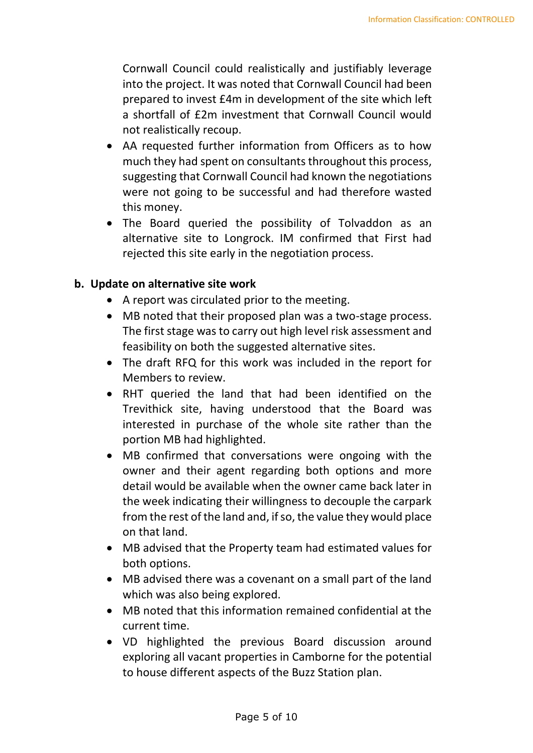Cornwall Council could realistically and justifiably leverage into the project. It was noted that Cornwall Council had been prepared to invest £4m in development of the site which left a shortfall of £2m investment that Cornwall Council would not realistically recoup.

- AA requested further information from Officers as to how much they had spent on consultants throughout this process, suggesting that Cornwall Council had known the negotiations were not going to be successful and had therefore wasted this money.
- The Board queried the possibility of Tolvaddon as an alternative site to Longrock. IM confirmed that First had rejected this site early in the negotiation process.

**b. Update on alternative site work**

- A report was circulated prior to the meeting.
- MB noted that their proposed plan was a two-stage process. The first stage was to carry out high level risk assessment and feasibility on both the suggested alternative sites.
- The draft RFQ for this work was included in the report for Members to review.
- RHT queried the land that had been identified on the Trevithick site, having understood that the Board was interested in purchase of the whole site rather than the portion MB had highlighted.
- MB confirmed that conversations were ongoing with the owner and their agent regarding both options and more detail would be available when the owner came back later in the week indicating their willingness to decouple the carpark from the rest of the land and, if so, the value they would place on that land.
- MB advised that the Property team had estimated values for both options.
- MB advised there was a covenant on a small part of the land which was also being explored.
- MB noted that this information remained confidential at the current time.
- VD highlighted the previous Board discussion around exploring all vacant properties in Camborne for the potential to house different aspects of the Buzz Station plan.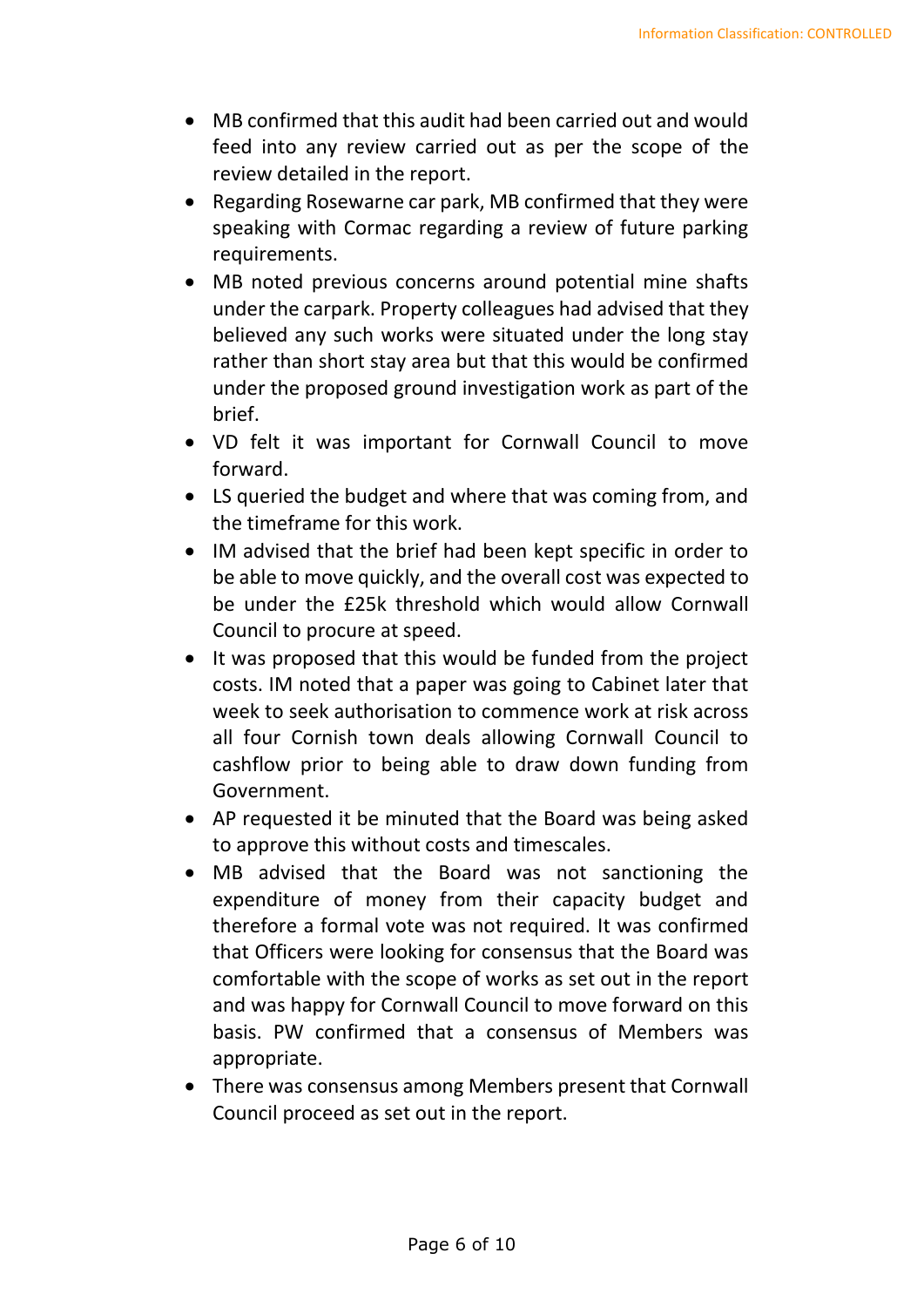- MB confirmed that this audit had been carried out and would feed into any review carried out as per the scope of the review detailed in the report.
- Regarding Rosewarne car park, MB confirmed that they were speaking with Cormac regarding a review of future parking requirements.
- MB noted previous concerns around potential mine shafts under the carpark. Property colleagues had advised that they believed any such works were situated under the long stay rather than short stay area but that this would be confirmed under the proposed ground investigation work as part of the brief.
- VD felt it was important for Cornwall Council to move forward.
- LS queried the budget and where that was coming from, and the timeframe for this work.
- IM advised that the brief had been kept specific in order to be able to move quickly, and the overall cost was expected to be under the £25k threshold which would allow Cornwall Council to procure at speed.
- It was proposed that this would be funded from the project costs. IM noted that a paper was going to Cabinet later that week to seek authorisation to commence work at risk across all four Cornish town deals allowing Cornwall Council to cashflow prior to being able to draw down funding from Government.
- AP requested it be minuted that the Board was being asked to approve this without costs and timescales.
- MB advised that the Board was not sanctioning the expenditure of money from their capacity budget and therefore a formal vote was not required. It was confirmed that Officers were looking for consensus that the Board was comfortable with the scope of works as set out in the report and was happy for Cornwall Council to move forward on this basis. PW confirmed that a consensus of Members was appropriate.
- There was consensus among Members present that Cornwall Council proceed as set out in the report.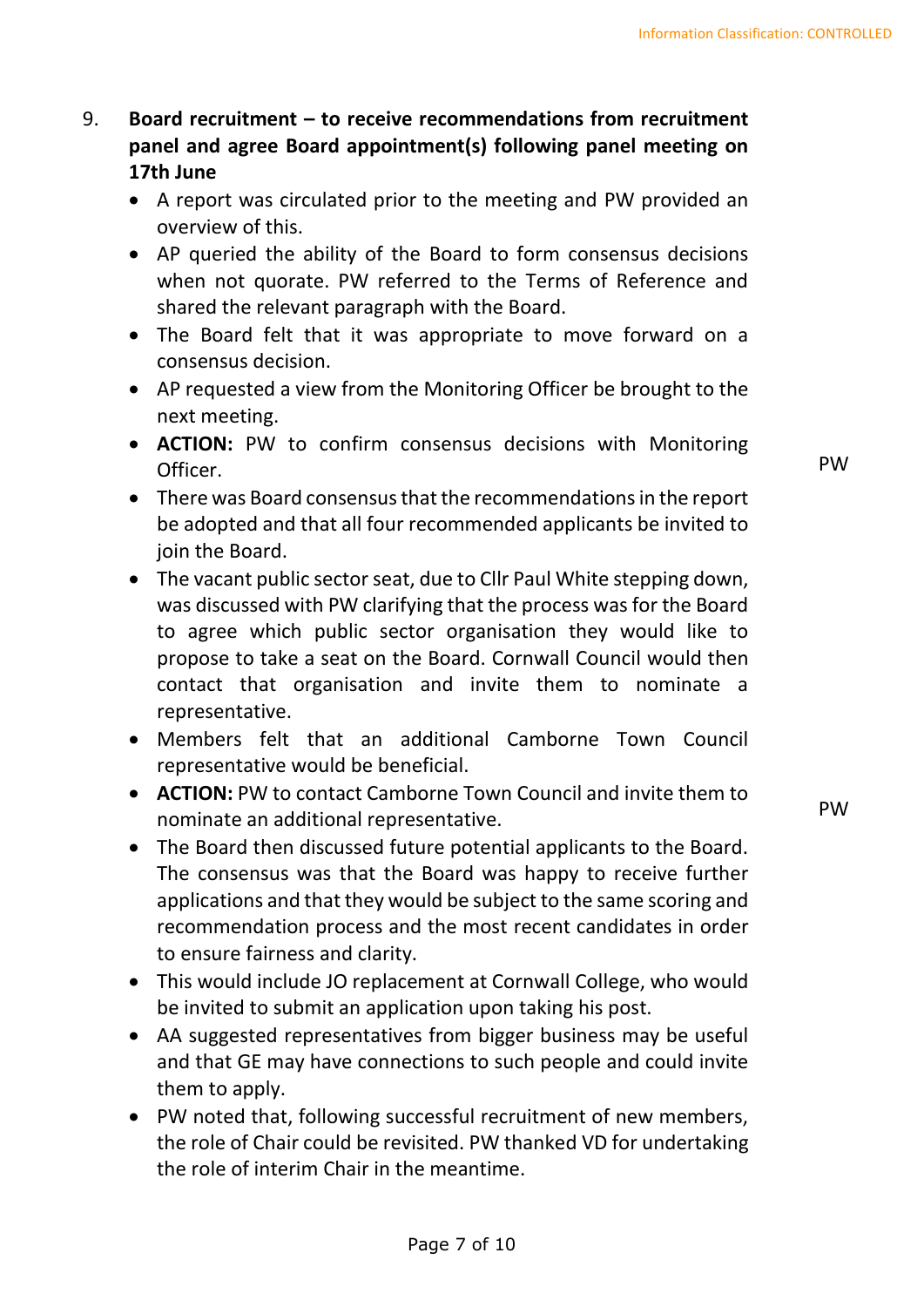9. **Board recruitment – to receive recommendations from recruitment panel and agree Board appointment(s) following panel meeting on 17th June**

- A report was circulated prior to the meeting and PW provided an overview of this.
- AP queried the ability of the Board to form consensus decisions when not quorate. PW referred to the Terms of Reference and shared the relevant paragraph with the Board.
- The Board felt that it was appropriate to move forward on a consensus decision.
- AP requested a view from the Monitoring Officer be brought to the next meeting.
- **ACTION:** PW to confirm consensus decisions with Monitoring Officer. — PW
- There was Board consensus that the recommendations in the report be adopted and that all four recommended applicants be invited to join the Board.
- The vacant public sector seat, due to Cllr Paul White stepping down, was discussed with PW clarifying that the process was for the Board to agree which public sector organisation they would like to propose to take a seat on the Board. Cornwall Council would then contact that organisation and invite them to nominate a representative.
- Members felt that an additional Camborne Town Council representative would be beneficial.
- **ACTION:** PW to contact Camborne Town Council and invite them to nominate an additional representative. — PW
- The Board then discussed future potential applicants to the Board. The consensus was that the Board was happy to receive further applications and that they would be subject to the same scoring and recommendation process and the most recent candidates in order to ensure fairness and clarity.
- This would include JO replacement at Cornwall College, who would be invited to submit an application upon taking his post.
- AA suggested representatives from bigger business may be useful and that GE may have connections to such people and could invite them to apply.
- PW noted that, following successful recruitment of new members, the role of Chair could be revisited. PW thanked VD for undertaking the role of interim Chair in the meantime.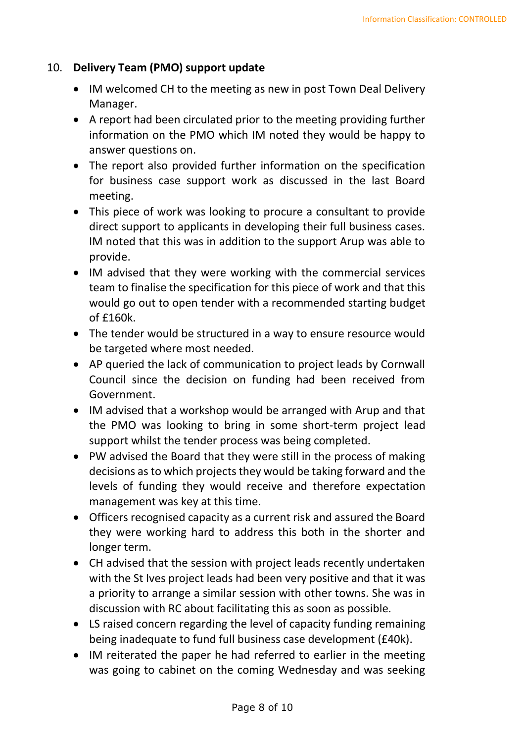10. **Delivery Team (PMO) support update**

- IM welcomed CH to the meeting as new in post Town Deal Delivery Manager.
- A report had been circulated prior to the meeting providing further information on the PMO which IM noted they would be happy to answer questions on.
- The report also provided further information on the specification for business case support work as discussed in the last Board meeting.
- This piece of work was looking to procure a consultant to provide direct support to applicants in developing their full business cases. IM noted that this was in addition to the support Arup was able to provide.
- IM advised that they were working with the commercial services team to finalise the specification for this piece of work and that this would go out to open tender with a recommended starting budget of £160k.
- The tender would be structured in a way to ensure resource would be targeted where most needed.
- AP queried the lack of communication to project leads by Cornwall Council since the decision on funding had been received from Government.
- IM advised that a workshop would be arranged with Arup and that the PMO was looking to bring in some short-term project lead support whilst the tender process was being completed.
- PW advised the Board that they were still in the process of making decisions as to which projects they would be taking forward and the levels of funding they would receive and therefore expectation management was key at this time.
- Officers recognised capacity as a current risk and assured the Board they were working hard to address this both in the shorter and longer term.
- CH advised that the session with project leads recently undertaken with the St Ives project leads had been very positive and that it was a priority to arrange a similar session with other towns. She was in discussion with RC about facilitating this as soon as possible.
- LS raised concern regarding the level of capacity funding remaining being inadequate to fund full business case development (£40k).
- IM reiterated the paper he had referred to earlier in the meeting was going to cabinet on the coming Wednesday and was seeking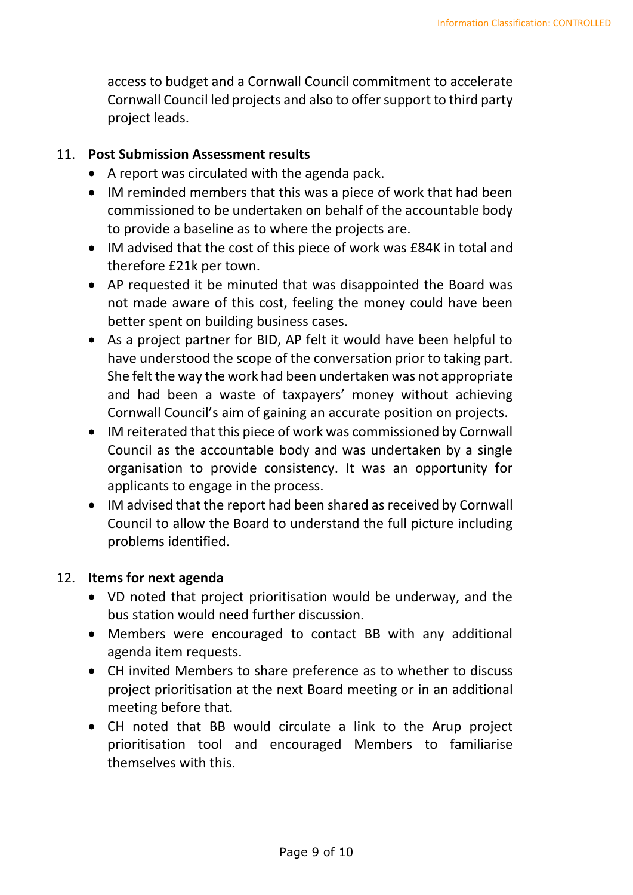access to budget and a Cornwall Council commitment to accelerate Cornwall Council led projects and also to offer support to third party project leads.

11. **Post Submission Assessment results**
    - A report was circulated with the agenda pack.
    - IM reminded members that this was a piece of work that had been commissioned to be undertaken on behalf of the accountable body to provide a baseline as to where the projects are.
    - IM advised that the cost of this piece of work was £84K in total and therefore £21k per town.
    - AP requested it be minuted that was disappointed the Board was not made aware of this cost, feeling the money could have been better spent on building business cases.
    - As a project partner for BID, AP felt it would have been helpful to have understood the scope of the conversation prior to taking part. She felt the way the work had been undertaken was not appropriate and had been a waste of taxpayers' money without achieving Cornwall Council's aim of gaining an accurate position on projects.
    - IM reiterated that this piece of work was commissioned by Cornwall Council as the accountable body and was undertaken by a single organisation to provide consistency. It was an opportunity for applicants to engage in the process.
    - IM advised that the report had been shared as received by Cornwall Council to allow the Board to understand the full picture including problems identified.

12. **Items for next agenda**
    - VD noted that project prioritisation would be underway, and the bus station would need further discussion.
    - Members were encouraged to contact BB with any additional agenda item requests.
    - CH invited Members to share preference as to whether to discuss project prioritisation at the next Board meeting or in an additional meeting before that.
    - CH noted that BB would circulate a link to the Arup project prioritisation tool and encouraged Members to familiarise themselves with this.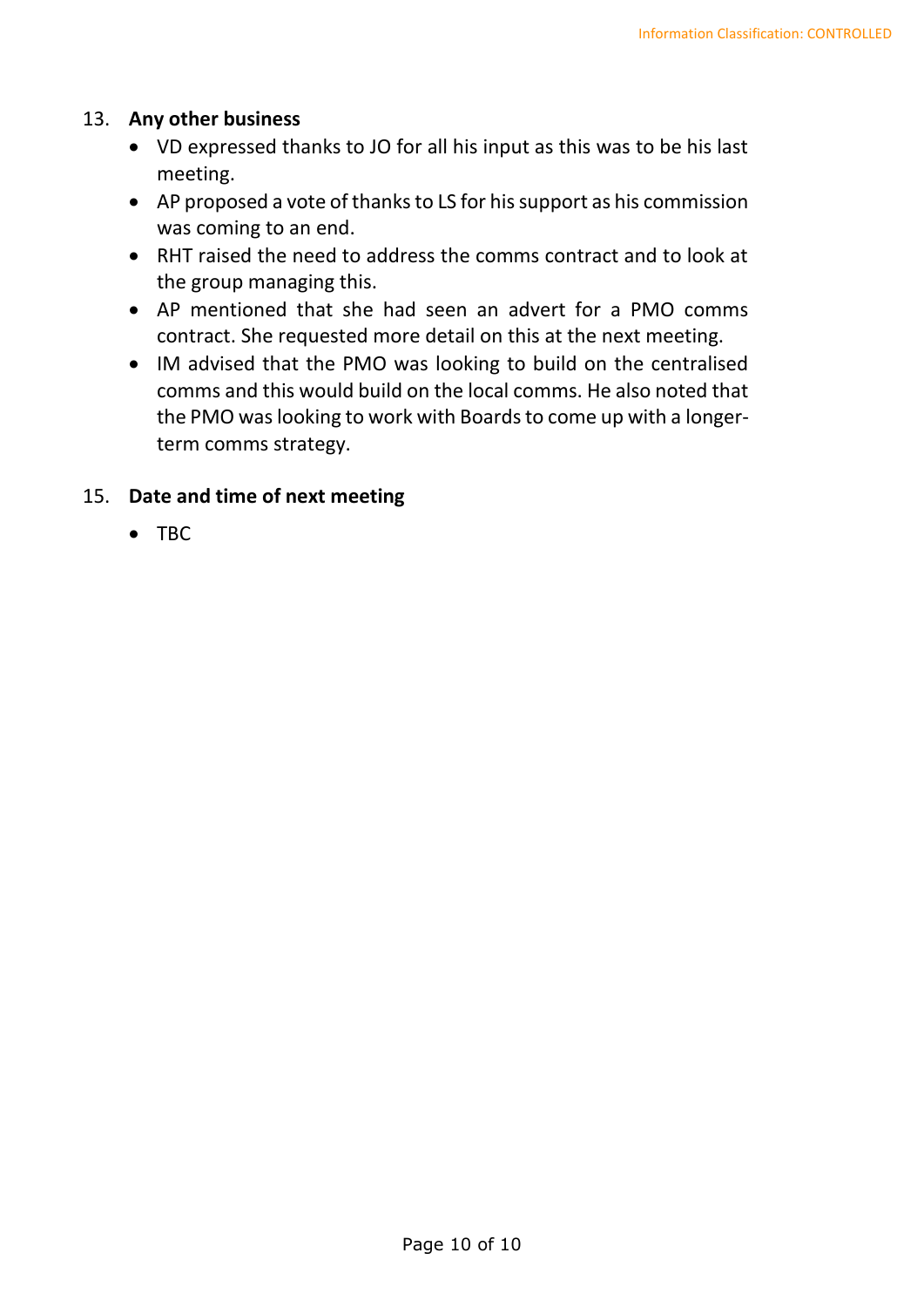13. **Any other business**
    - VD expressed thanks to JO for all his input as this was to be his last meeting.
    - AP proposed a vote of thanks to LS for his support as his commission was coming to an end.
    - RHT raised the need to address the comms contract and to look at the group managing this.
    - AP mentioned that she had seen an advert for a PMO comms contract. She requested more detail on this at the next meeting.
    - IM advised that the PMO was looking to build on the centralised comms and this would build on the local comms. He also noted that the PMO was looking to work with Boards to come up with a longer-term comms strategy.

15. **Date and time of next meeting**
    - TBC